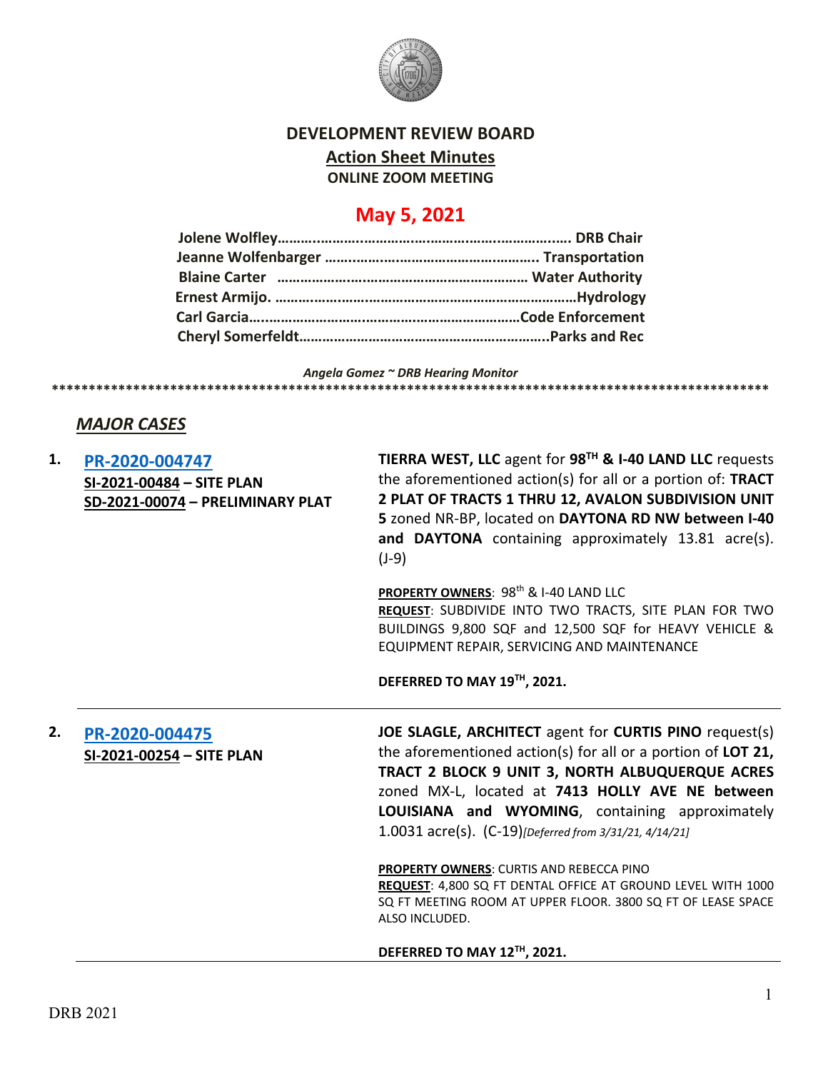# DEVELOPMENT REVIEW BOARD

## Action Sheet Minutes

**ONLINE ZOOM MEETING**

## May 5, 2021

**Jolene Wolfley………………………………………………………….. DRB Chair**
**Jeanne Wolfenbarger ……………………………………………. Transportation**
**Blaine Carter ………………………………………………………… Water Authority**
**Ernest Armijo. ……………………………………………………………………Hydrology**
**Carl Garcia……………………………………………………………Code Enforcement**
**Cheryl Somerfeldt………………………………………………………..Parks and Rec**

*Angela Gomez ~ DRB Hearing Monitor*

****************************************************************************************************

### *MAJOR CASES*

**1. PR-2020-004747**
**SI-2021-00484 – SITE PLAN**
**SD-2021-00074 – PRELIMINARY PLAT**

**TIERRA WEST, LLC** agent for **98TH & I-40 LAND LLC** requests the aforementioned action(s) for all or a portion of: **TRACT 2 PLAT OF TRACTS 1 THRU 12, AVALON SUBDIVISION UNIT 5** zoned NR-BP, located on **DAYTONA RD NW between I-40 and DAYTONA** containing approximately 13.81 acre(s). (J-9)

**PROPERTY OWNERS**: 98th & I-40 LAND LLC
**REQUEST**: SUBDIVIDE INTO TWO TRACTS, SITE PLAN FOR TWO BUILDINGS 9,800 SQF and 12,500 SQF for HEAVY VEHICLE & EQUIPMENT REPAIR, SERVICING AND MAINTENANCE

**DEFERRED TO MAY 19TH, 2021.**

---

**2. PR-2020-004475**
**SI-2021-00254 – SITE PLAN**

**JOE SLAGLE, ARCHITECT** agent for **CURTIS PINO** request(s) the aforementioned action(s) for all or a portion of **LOT 21, TRACT 2 BLOCK 9 UNIT 3, NORTH ALBUQUERQUE ACRES** zoned MX-L, located at **7413 HOLLY AVE NE between LOUISIANA and WYOMING**, containing approximately 1.0031 acre(s). (C-19)*[Deferred from 3/31/21, 4/14/21]*

**PROPERTY OWNERS**: CURTIS AND REBECCA PINO
**REQUEST**: 4,800 SQ FT DENTAL OFFICE AT GROUND LEVEL WITH 1000 SQ FT MEETING ROOM AT UPPER FLOOR. 3800 SQ FT OF LEASE SPACE ALSO INCLUDED.

**DEFERRED TO MAY 12TH, 2021.**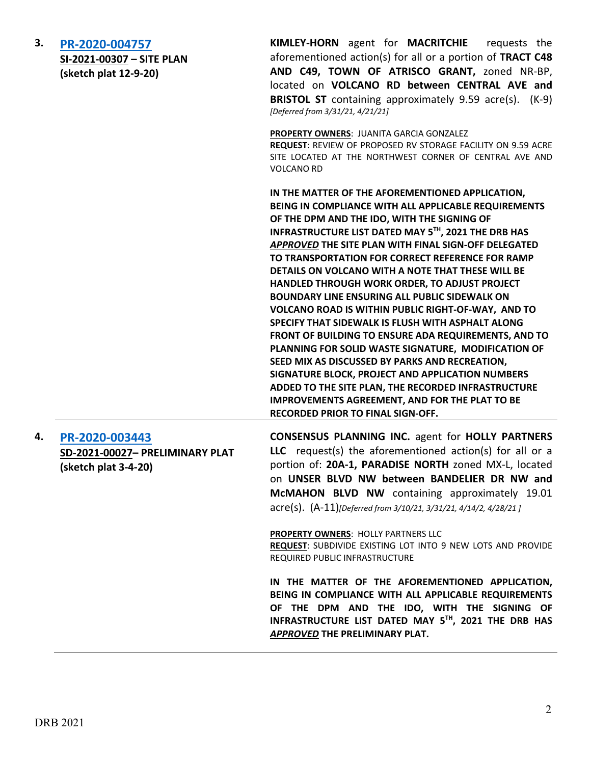3. **PR-2020-004757**
**SI-2021-00307 – SITE PLAN**
**(sketch plat 12-9-20)**

**KIMLEY-HORN** agent for **MACRITCHIE** requests the aforementioned action(s) for all or a portion of **TRACT C48 AND C49, TOWN OF ATRISCO GRANT,** zoned NR-BP, located on **VOLCANO RD between CENTRAL AVE and BRISTOL ST** containing approximately 9.59 acre(s). (K-9) *[Deferred from 3/31/21, 4/21/21]*

**PROPERTY OWNERS**: JUANITA GARCIA GONZALEZ
**REQUEST**: REVIEW OF PROPOSED RV STORAGE FACILITY ON 9.59 ACRE SITE LOCATED AT THE NORTHWEST CORNER OF CENTRAL AVE AND VOLCANO RD

**IN THE MATTER OF THE AFOREMENTIONED APPLICATION, BEING IN COMPLIANCE WITH ALL APPLICABLE REQUIREMENTS OF THE DPM AND THE IDO, WITH THE SIGNING OF INFRASTRUCTURE LIST DATED MAY 5TH, 2021 THE DRB HAS *APPROVED* THE SITE PLAN WITH FINAL SIGN-OFF DELEGATED TO TRANSPORTATION FOR CORRECT REFERENCE FOR RAMP DETAILS ON VOLCANO WITH A NOTE THAT THESE WILL BE HANDLED THROUGH WORK ORDER, TO ADJUST PROJECT BOUNDARY LINE ENSURING ALL PUBLIC SIDEWALK ON VOLCANO ROAD IS WITHIN PUBLIC RIGHT-OF-WAY, AND TO SPECIFY THAT SIDEWALK IS FLUSH WITH ASPHALT ALONG FRONT OF BUILDING TO ENSURE ADA REQUIREMENTS, AND TO PLANNING FOR SOLID WASTE SIGNATURE, MODIFICATION OF SEED MIX AS DISCUSSED BY PARKS AND RECREATION, SIGNATURE BLOCK, PROJECT AND APPLICATION NUMBERS ADDED TO THE SITE PLAN, THE RECORDED INFRASTRUCTURE IMPROVEMENTS AGREEMENT, AND FOR THE PLAT TO BE RECORDED PRIOR TO FINAL SIGN-OFF.**

---

4. **PR-2020-003443**
**SD-2021-00027– PRELIMINARY PLAT**
**(sketch plat 3-4-20)**

**CONSENSUS PLANNING INC.** agent for **HOLLY PARTNERS LLC** request(s) the aforementioned action(s) for all or a portion of: **20A-1, PARADISE NORTH** zoned MX-L, located on **UNSER BLVD NW between BANDELIER DR NW and McMAHON BLVD NW** containing approximately 19.01 acre(s). (A-11)*[Deferred from 3/10/21, 3/31/21, 4/14/2, 4/28/21 ]*

**PROPERTY OWNERS**: HOLLY PARTNERS LLC
**REQUEST**: SUBDIVIDE EXISTING LOT INTO 9 NEW LOTS AND PROVIDE REQUIRED PUBLIC INFRASTRUCTURE

**IN THE MATTER OF THE AFOREMENTIONED APPLICATION, BEING IN COMPLIANCE WITH ALL APPLICABLE REQUIREMENTS OF THE DPM AND THE IDO, WITH THE SIGNING OF INFRASTRUCTURE LIST DATED MAY 5TH, 2021 THE DRB HAS *APPROVED* THE PRELIMINARY PLAT.**

---

DRB 2021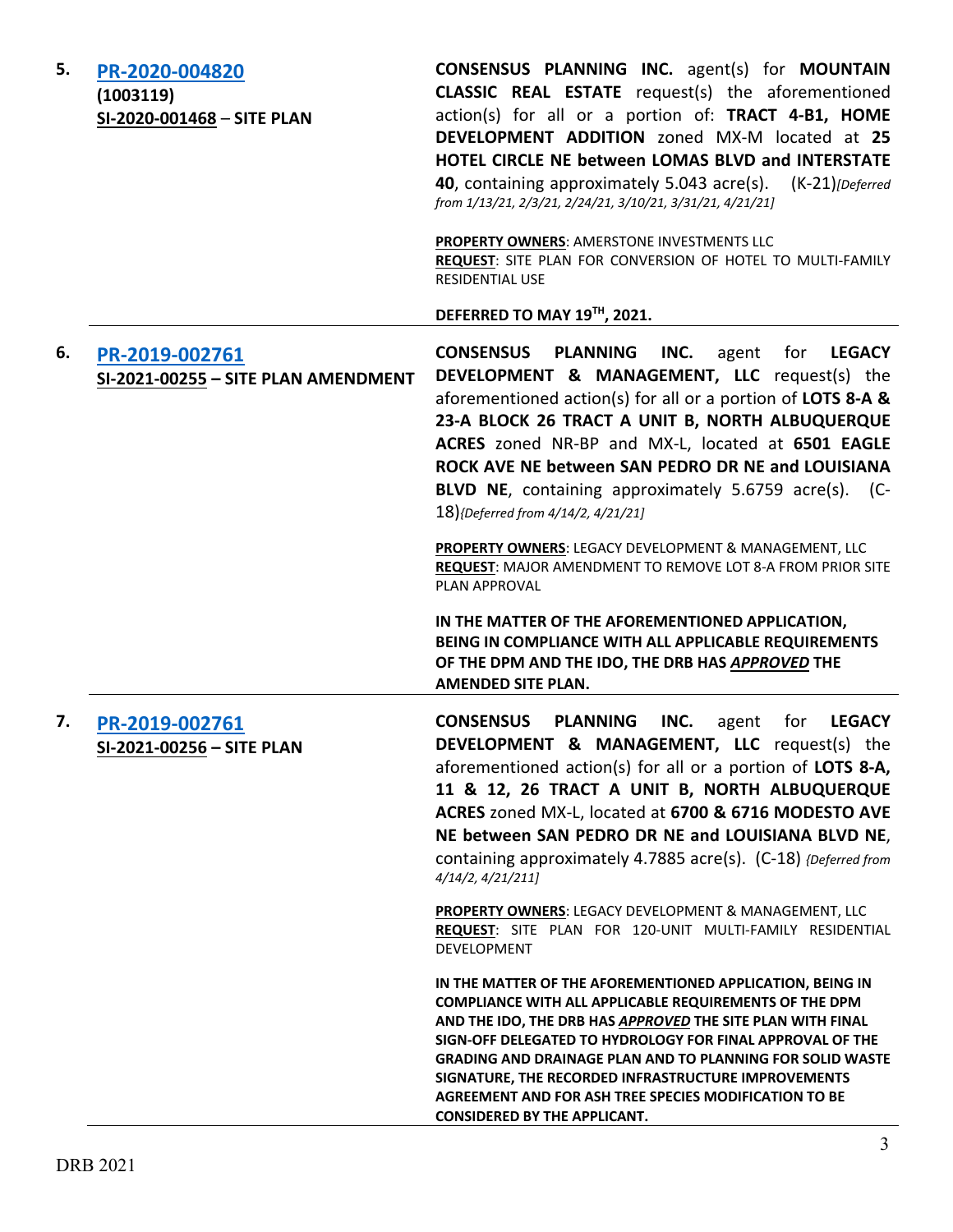**5.** **PR-2020-004820**
**(1003119)**
**SI-2020-001468 – SITE PLAN**

**CONSENSUS PLANNING INC.** agent(s) for **MOUNTAIN CLASSIC REAL ESTATE** request(s) the aforementioned action(s) for all or a portion of: **TRACT 4-B1, HOME DEVELOPMENT ADDITION** zoned MX-M located at **25 HOTEL CIRCLE NE between LOMAS BLVD and INTERSTATE 40**, containing approximately 5.043 acre(s). (K-21)*[Deferred from 1/13/21, 2/3/21, 2/24/21, 3/10/21, 3/31/21, 4/21/21]*

**PROPERTY OWNERS**: AMERSTONE INVESTMENTS LLC
**REQUEST**: SITE PLAN FOR CONVERSION OF HOTEL TO MULTI-FAMILY RESIDENTIAL USE

**DEFERRED TO MAY 19TH, 2021.**

---

**6.** **PR-2019-002761**
**SI-2021-00255 – SITE PLAN AMENDMENT**

**CONSENSUS PLANNING INC.** agent for **LEGACY DEVELOPMENT & MANAGEMENT, LLC** request(s) the aforementioned action(s) for all or a portion of **LOTS 8-A & 23-A BLOCK 26 TRACT A UNIT B, NORTH ALBUQUERQUE ACRES** zoned NR-BP and MX-L, located at **6501 EAGLE ROCK AVE NE between SAN PEDRO DR NE and LOUISIANA BLVD NE**, containing approximately 5.6759 acre(s). (C-18)*{Deferred from 4/14/2, 4/21/21]*

**PROPERTY OWNERS**: LEGACY DEVELOPMENT & MANAGEMENT, LLC
**REQUEST**: MAJOR AMENDMENT TO REMOVE LOT 8-A FROM PRIOR SITE PLAN APPROVAL

**IN THE MATTER OF THE AFOREMENTIONED APPLICATION, BEING IN COMPLIANCE WITH ALL APPLICABLE REQUIREMENTS OF THE DPM AND THE IDO, THE DRB HAS *APPROVED* THE AMENDED SITE PLAN.**

---

**7.** **PR-2019-002761**
**SI-2021-00256 – SITE PLAN**

**CONSENSUS PLANNING INC.** agent for **LEGACY DEVELOPMENT & MANAGEMENT, LLC** request(s) the aforementioned action(s) for all or a portion of **LOTS 8-A, 11 & 12, 26 TRACT A UNIT B, NORTH ALBUQUERQUE ACRES** zoned MX-L, located at **6700 & 6716 MODESTO AVE NE between SAN PEDRO DR NE and LOUISIANA BLVD NE**, containing approximately 4.7885 acre(s). (C-18) *{Deferred from 4/14/2, 4/21/211]*

**PROPERTY OWNERS**: LEGACY DEVELOPMENT & MANAGEMENT, LLC
**REQUEST**: SITE PLAN FOR 120-UNIT MULTI-FAMILY RESIDENTIAL DEVELOPMENT

**IN THE MATTER OF THE AFOREMENTIONED APPLICATION, BEING IN COMPLIANCE WITH ALL APPLICABLE REQUIREMENTS OF THE DPM AND THE IDO, THE DRB HAS *APPROVED* THE SITE PLAN WITH FINAL SIGN-OFF DELEGATED TO HYDROLOGY FOR FINAL APPROVAL OF THE GRADING AND DRAINAGE PLAN AND TO PLANNING FOR SOLID WASTE SIGNATURE, THE RECORDED INFRASTRUCTURE IMPROVEMENTS AGREEMENT AND FOR ASH TREE SPECIES MODIFICATION TO BE CONSIDERED BY THE APPLICANT.**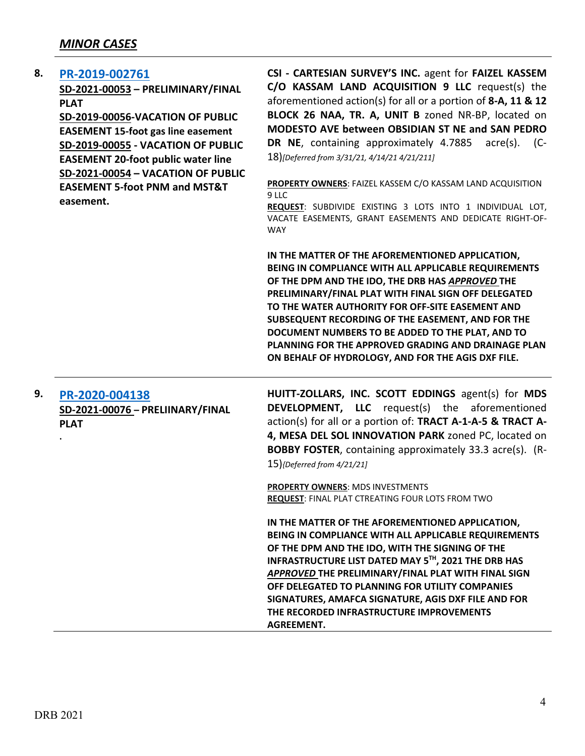## *MINOR CASES*

| | | |
|---|---|---|
| **8.** | **PR-2019-002761**<br><br>**SD-2021-00053 – PRELIMINARY/FINAL PLAT**<br>**SD-2019-00056-VACATION OF PUBLIC EASEMENT 15-foot gas line easement**<br>**SD-2019-00055 - VACATION OF PUBLIC EASEMENT 20-foot public water line**<br>**SD-2021-00054 – VACATION OF PUBLIC EASEMENT 5-foot PNM and MST&T easement.** | **CSI - CARTESIAN SURVEY'S INC.** agent for **FAIZEL KASSEM C/O KASSAM LAND ACQUISITION 9 LLC** request(s) the aforementioned action(s) for all or a portion of **8-A, 11 & 12 BLOCK 26 NAA, TR. A, UNIT B** zoned NR-BP, located on **MODESTO AVE between OBSIDIAN ST NE and SAN PEDRO DR NE**, containing approximately 4.7885 acre(s). (C-18)*[Deferred from 3/31/21, 4/14/21 4/21/211]*<br><br>**PROPERTY OWNERS**: FAIZEL KASSEM C/O KASSAM LAND ACQUISITION 9 LLC<br>**REQUEST**: SUBDIVIDE EXISTING 3 LOTS INTO 1 INDIVIDUAL LOT, VACATE EASEMENTS, GRANT EASEMENTS AND DEDICATE RIGHT-OF-WAY<br><br>**IN THE MATTER OF THE AFOREMENTIONED APPLICATION, BEING IN COMPLIANCE WITH ALL APPLICABLE REQUIREMENTS OF THE DPM AND THE IDO, THE DRB HAS *APPROVED* THE PRELIMINARY/FINAL PLAT WITH FINAL SIGN OFF DELEGATED TO THE WATER AUTHORITY FOR OFF-SITE EASEMENT AND SUBSEQUENT RECORDING OF THE EASEMENT, AND FOR THE DOCUMENT NUMBERS TO BE ADDED TO THE PLAT, AND TO PLANNING FOR THE APPROVED GRADING AND DRAINAGE PLAN ON BEHALF OF HYDROLOGY, AND FOR THE AGIS DXF FILE.** |
| **9.** | **PR-2020-004138**<br><br>**SD-2021-00076 – PRELIINARY/FINAL PLAT**<br>. | **HUITT-ZOLLARS, INC. SCOTT EDDINGS** agent(s) for **MDS DEVELOPMENT, LLC** request(s) the aforementioned action(s) for all or a portion of: **TRACT A-1-A-5 & TRACT A-4, MESA DEL SOL INNOVATION PARK** zoned PC, located on **BOBBY FOSTER**, containing approximately 33.3 acre(s). (R-15)*{Deferred from 4/21/21]*<br><br>**PROPERTY OWNERS**: MDS INVESTMENTS<br>**REQUEST**: FINAL PLAT CTREATING FOUR LOTS FROM TWO<br><br>**IN THE MATTER OF THE AFOREMENTIONED APPLICATION, BEING IN COMPLIANCE WITH ALL APPLICABLE REQUIREMENTS OF THE DPM AND THE IDO, WITH THE SIGNING OF THE INFRASTRUCTURE LIST DATED MAY 5TH, 2021 THE DRB HAS *APPROVED* THE PRELIMINARY/FINAL PLAT WITH FINAL SIGN OFF DELEGATED TO PLANNING FOR UTILITY COMPANIES SIGNATURES, AMAFCA SIGNATURE, AGIS DXF FILE AND FOR THE RECORDED INFRASTRUCTURE IMPROVEMENTS AGREEMENT.** |

DRB 2021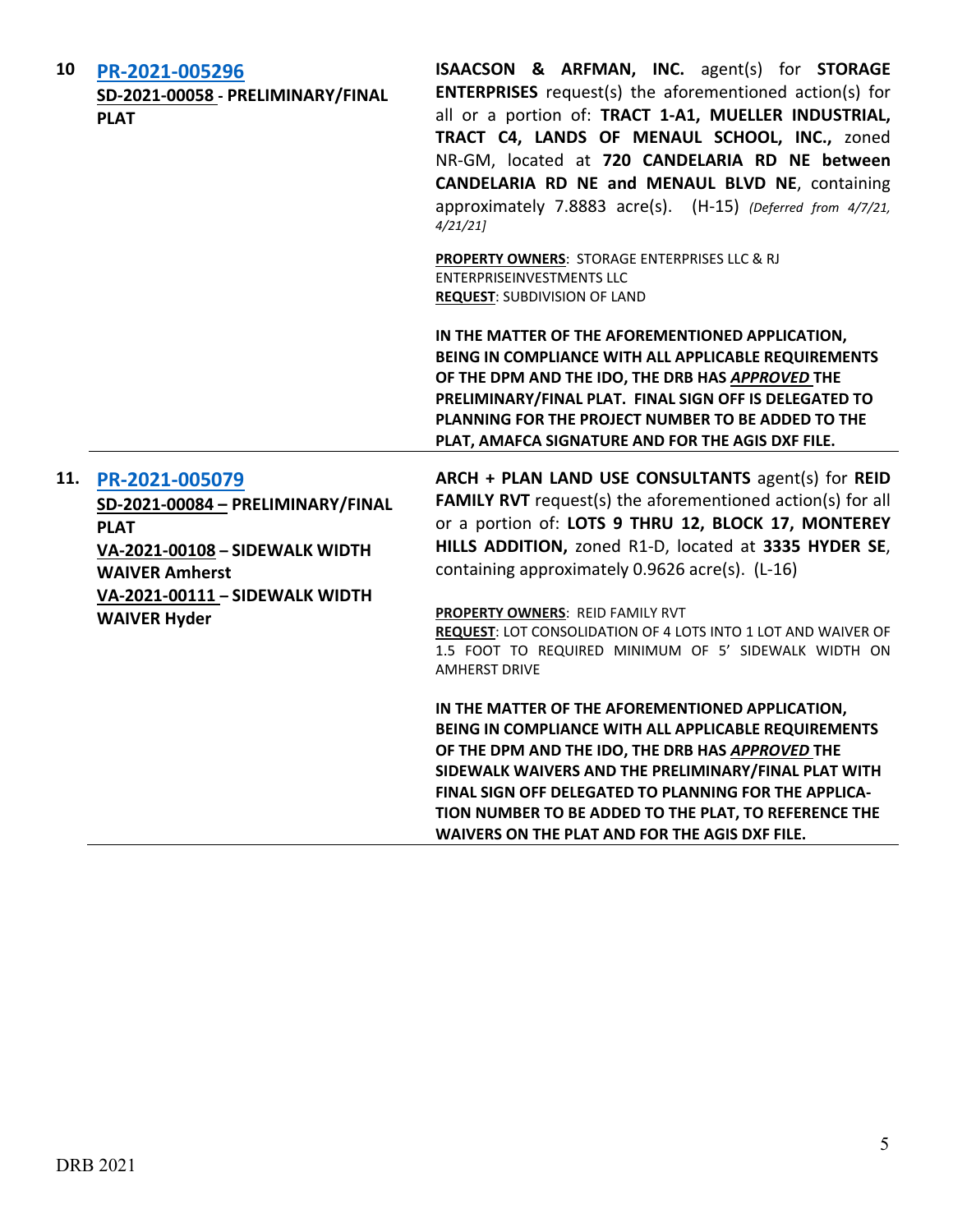| | | |
|---|---|---|
| 10 | **PR-2021-005296**<br>**SD-2021-00058 - PRELIMINARY/FINAL PLAT** | **ISAACSON & ARFMAN, INC.** agent(s) for **STORAGE ENTERPRISES** request(s) the aforementioned action(s) for all or a portion of: **TRACT 1-A1, MUELLER INDUSTRIAL, TRACT C4, LANDS OF MENAUL SCHOOL, INC.,** zoned NR-GM, located at **720 CANDELARIA RD NE between CANDELARIA RD NE and MENAUL BLVD NE**, containing approximately 7.8883 acre(s). (H-15) *(Deferred from 4/7/21, 4/21/21]*<br><br>**PROPERTY OWNERS**: STORAGE ENTERPRISES LLC & RJ ENTERPRISEINVESTMENTS LLC<br>**REQUEST**: SUBDIVISION OF LAND<br><br>**IN THE MATTER OF THE AFOREMENTIONED APPLICATION, BEING IN COMPLIANCE WITH ALL APPLICABLE REQUIREMENTS OF THE DPM AND THE IDO, THE DRB HAS *APPROVED* THE PRELIMINARY/FINAL PLAT. FINAL SIGN OFF IS DELEGATED TO PLANNING FOR THE PROJECT NUMBER TO BE ADDED TO THE PLAT, AMAFCA SIGNATURE AND FOR THE AGIS DXF FILE.** |
| 11. | **PR-2021-005079**<br>**SD-2021-00084 – PRELIMINARY/FINAL PLAT**<br>**VA-2021-00108 – SIDEWALK WIDTH WAIVER Amherst**<br>**VA-2021-00111 – SIDEWALK WIDTH WAIVER Hyder** | **ARCH + PLAN LAND USE CONSULTANTS** agent(s) for **REID FAMILY RVT** request(s) the aforementioned action(s) for all or a portion of: **LOTS 9 THRU 12, BLOCK 17, MONTEREY HILLS ADDITION,** zoned R1-D, located at **3335 HYDER SE**, containing approximately 0.9626 acre(s). (L-16)<br><br>**PROPERTY OWNERS**: REID FAMILY RVT<br>**REQUEST**: LOT CONSOLIDATION OF 4 LOTS INTO 1 LOT AND WAIVER OF 1.5 FOOT TO REQUIRED MINIMUM OF 5' SIDEWALK WIDTH ON AMHERST DRIVE<br><br>**IN THE MATTER OF THE AFOREMENTIONED APPLICATION, BEING IN COMPLIANCE WITH ALL APPLICABLE REQUIREMENTS OF THE DPM AND THE IDO, THE DRB HAS *APPROVED* THE SIDEWALK WAIVERS AND THE PRELIMINARY/FINAL PLAT WITH FINAL SIGN OFF DELEGATED TO PLANNING FOR THE APPLICATION NUMBER TO BE ADDED TO THE PLAT, TO REFERENCE THE WAIVERS ON THE PLAT AND FOR THE AGIS DXF FILE.** |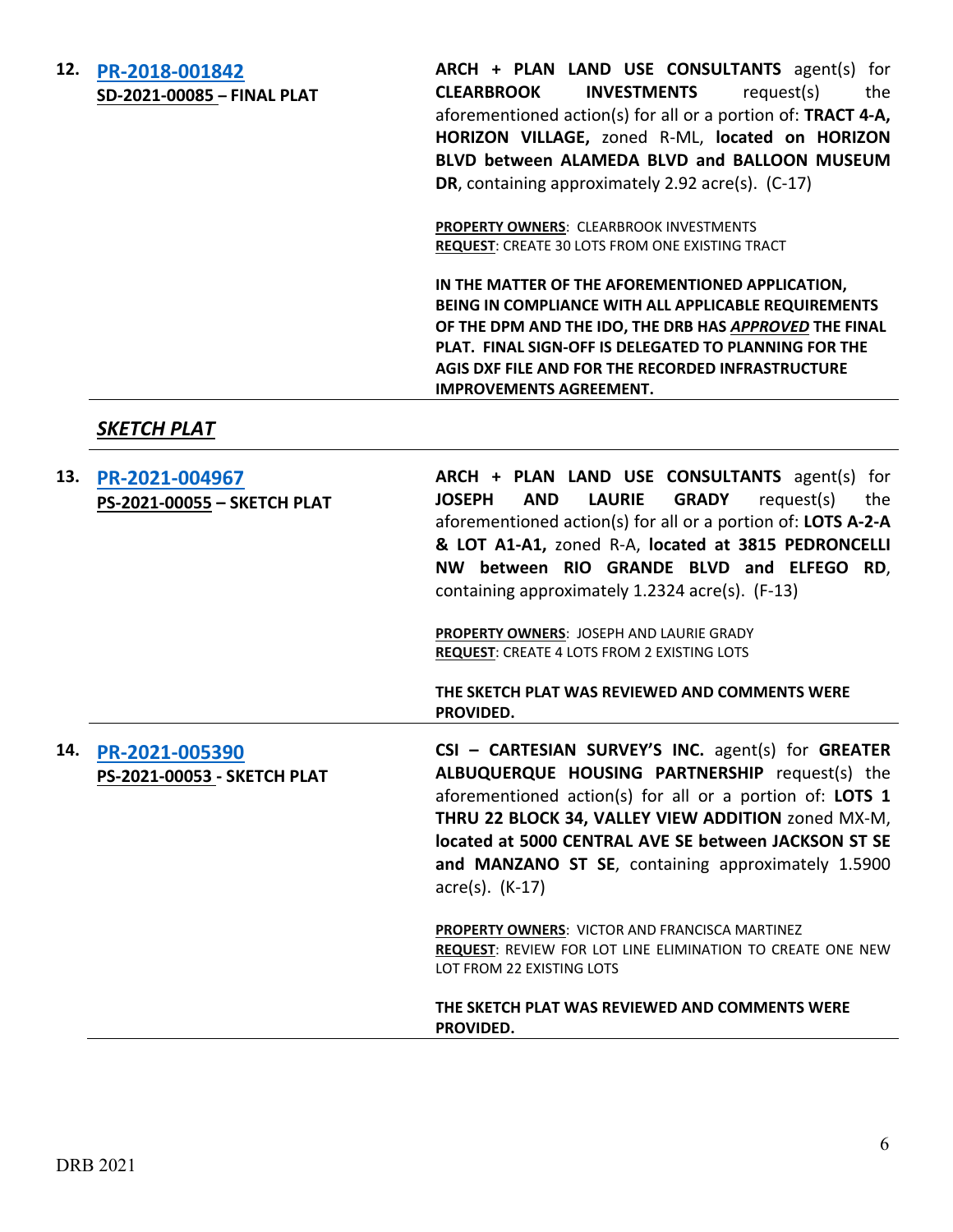**12. [PR-2018-001842](PR-2018-001842)**
**SD-2021-00085 – FINAL PLAT**

**ARCH + PLAN LAND USE CONSULTANTS** agent(s) for **CLEARBROOK INVESTMENTS** request(s) the aforementioned action(s) for all or a portion of: **TRACT 4-A, HORIZON VILLAGE,** zoned R-ML, **located on HORIZON BLVD between ALAMEDA BLVD and BALLOON MUSEUM DR**, containing approximately 2.92 acre(s). (C-17)

**PROPERTY OWNERS**: CLEARBROOK INVESTMENTS
**REQUEST**: CREATE 30 LOTS FROM ONE EXISTING TRACT

**IN THE MATTER OF THE AFOREMENTIONED APPLICATION, BEING IN COMPLIANCE WITH ALL APPLICABLE REQUIREMENTS OF THE DPM AND THE IDO, THE DRB HAS *APPROVED* THE FINAL PLAT. FINAL SIGN-OFF IS DELEGATED TO PLANNING FOR THE AGIS DXF FILE AND FOR THE RECORDED INFRASTRUCTURE IMPROVEMENTS AGREEMENT.**

---

## *SKETCH PLAT*

---

**13. [PR-2021-004967](PR-2021-004967)**
**PS-2021-00055 – SKETCH PLAT**

**ARCH + PLAN LAND USE CONSULTANTS** agent(s) for **JOSEPH AND LAURIE GRADY** request(s) the aforementioned action(s) for all or a portion of: **LOTS A-2-A & LOT A1-A1,** zoned R-A, **located at 3815 PEDRONCELLI NW between RIO GRANDE BLVD and ELFEGO RD**, containing approximately 1.2324 acre(s). (F-13)

**PROPERTY OWNERS**: JOSEPH AND LAURIE GRADY
**REQUEST**: CREATE 4 LOTS FROM 2 EXISTING LOTS

**THE SKETCH PLAT WAS REVIEWED AND COMMENTS WERE PROVIDED.**

---

**14. [PR-2021-005390](PR-2021-005390)**
**PS-2021-00053 - SKETCH PLAT**

**CSI – CARTESIAN SURVEY'S INC.** agent(s) for **GREATER ALBUQUERQUE HOUSING PARTNERSHIP** request(s) the aforementioned action(s) for all or a portion of: **LOTS 1 THRU 22 BLOCK 34, VALLEY VIEW ADDITION** zoned MX-M, **located at 5000 CENTRAL AVE SE between JACKSON ST SE and MANZANO ST SE**, containing approximately 1.5900 acre(s). (K-17)

**PROPERTY OWNERS**: VICTOR AND FRANCISCA MARTINEZ
**REQUEST**: REVIEW FOR LOT LINE ELIMINATION TO CREATE ONE NEW LOT FROM 22 EXISTING LOTS

**THE SKETCH PLAT WAS REVIEWED AND COMMENTS WERE PROVIDED.**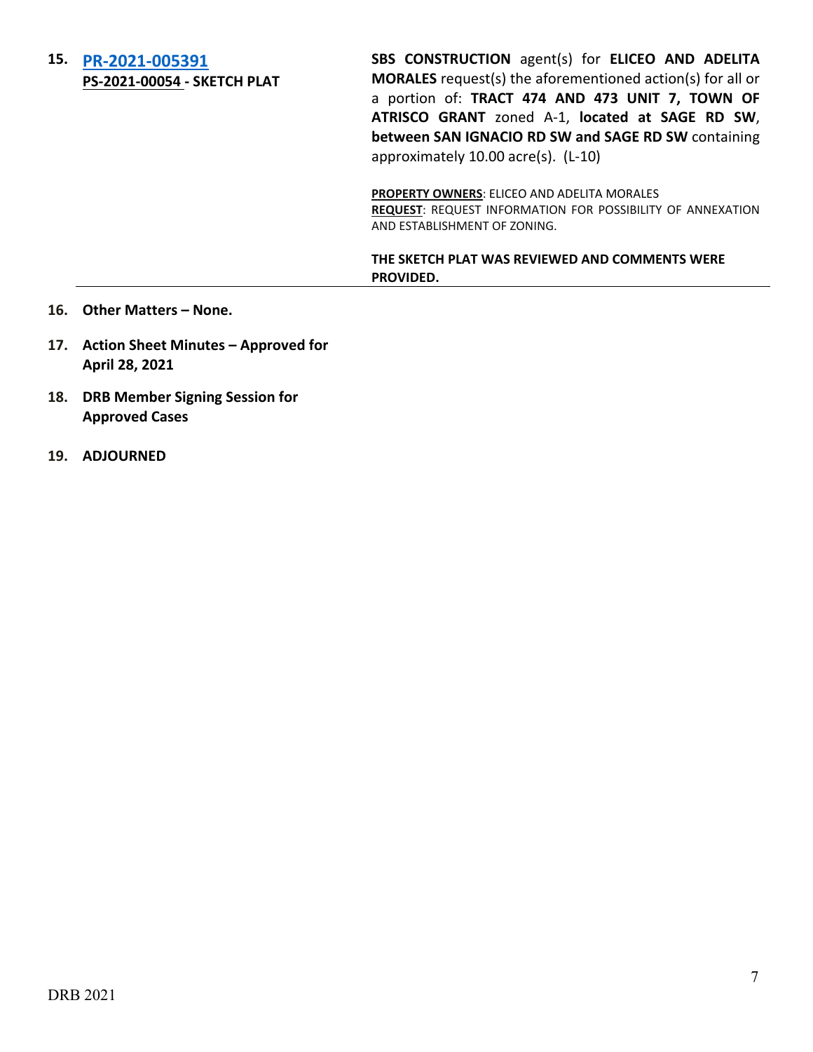15. **[PR-2021-005391](PR-2021-005391)**
**PS-2021-00054 - SKETCH PLAT**

**SBS CONSTRUCTION** agent(s) for **ELICEO AND ADELITA MORALES** request(s) the aforementioned action(s) for all or a portion of: **TRACT 474 AND 473 UNIT 7, TOWN OF ATRISCO GRANT** zoned A-1, **located at SAGE RD SW**, **between SAN IGNACIO RD SW and SAGE RD SW** containing approximately 10.00 acre(s). (L-10)

**PROPERTY OWNERS**: ELICEO AND ADELITA MORALES
**REQUEST**: REQUEST INFORMATION FOR POSSIBILITY OF ANNEXATION AND ESTABLISHMENT OF ZONING.

**THE SKETCH PLAT WAS REVIEWED AND COMMENTS WERE PROVIDED.**

---

16. **Other Matters – None.**

17. **Action Sheet Minutes – Approved for April 28, 2021**

18. **DRB Member Signing Session for Approved Cases**

19. **ADJOURNED**